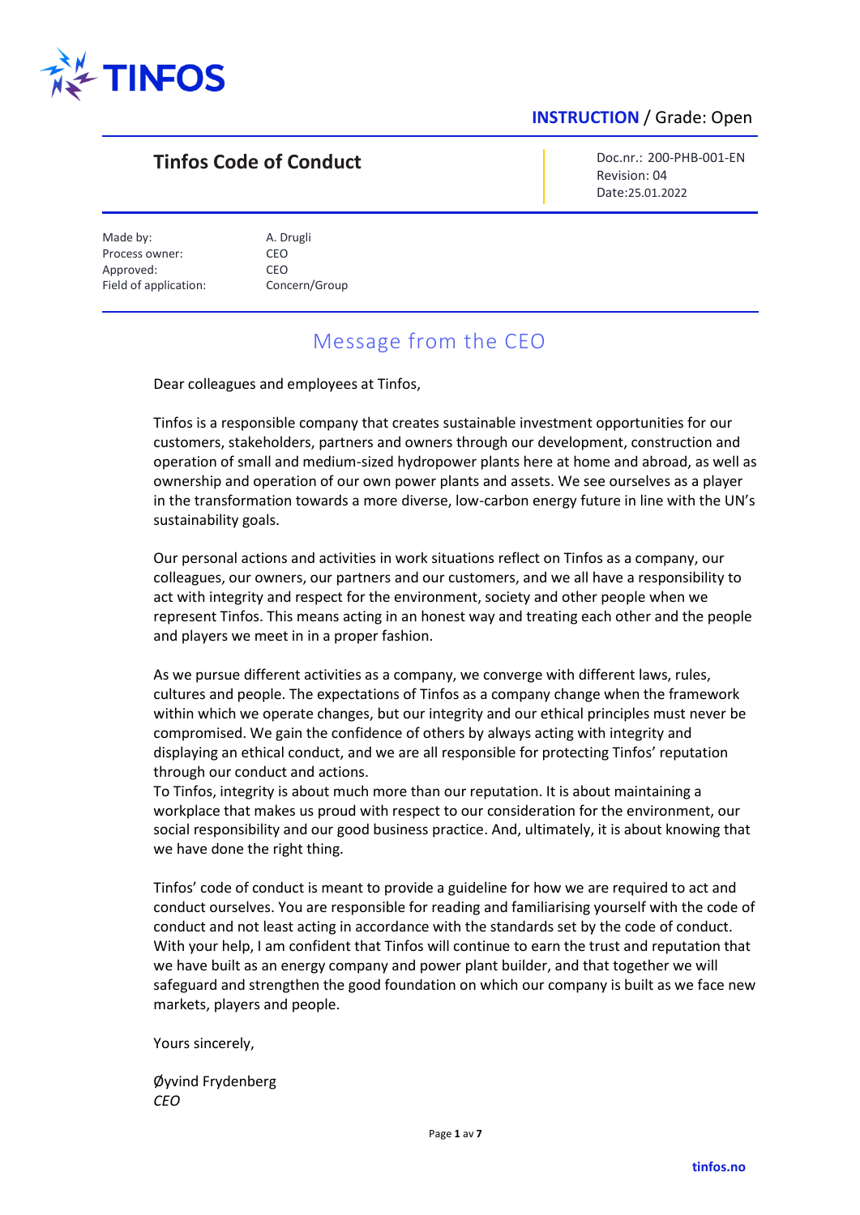**INSTRUCTION** / Grade: Open

## Tinfos Code of Conduct

Doc.nr.: 200-PHB-001-EN
Revision: 04
Date:25.01.2022

| | |
|---|---|
| Made by: | A. Drugli |
| Process owner: | CEO |
| Approved: | CEO |
| Field of application: | Concern/Group |

# Message from the CEO

Dear colleagues and employees at Tinfos,

Tinfos is a responsible company that creates sustainable investment opportunities for our customers, stakeholders, partners and owners through our development, construction and operation of small and medium-sized hydropower plants here at home and abroad, as well as ownership and operation of our own power plants and assets. We see ourselves as a player in the transformation towards a more diverse, low-carbon energy future in line with the UN's sustainability goals.

Our personal actions and activities in work situations reflect on Tinfos as a company, our colleagues, our owners, our partners and our customers, and we all have a responsibility to act with integrity and respect for the environment, society and other people when we represent Tinfos. This means acting in an honest way and treating each other and the people and players we meet in in a proper fashion.

As we pursue different activities as a company, we converge with different laws, rules, cultures and people. The expectations of Tinfos as a company change when the framework within which we operate changes, but our integrity and our ethical principles must never be compromised. We gain the confidence of others by always acting with integrity and displaying an ethical conduct, and we are all responsible for protecting Tinfos' reputation through our conduct and actions.
To Tinfos, integrity is about much more than our reputation. It is about maintaining a workplace that makes us proud with respect to our consideration for the environment, our social responsibility and our good business practice. And, ultimately, it is about knowing that we have done the right thing.

Tinfos' code of conduct is meant to provide a guideline for how we are required to act and conduct ourselves. You are responsible for reading and familiarising yourself with the code of conduct and not least acting in accordance with the standards set by the code of conduct. With your help, I am confident that Tinfos will continue to earn the trust and reputation that we have built as an energy company and power plant builder, and that together we will safeguard and strengthen the good foundation on which our company is built as we face new markets, players and people.

Yours sincerely,

Øyvind Frydenberg
*CEO*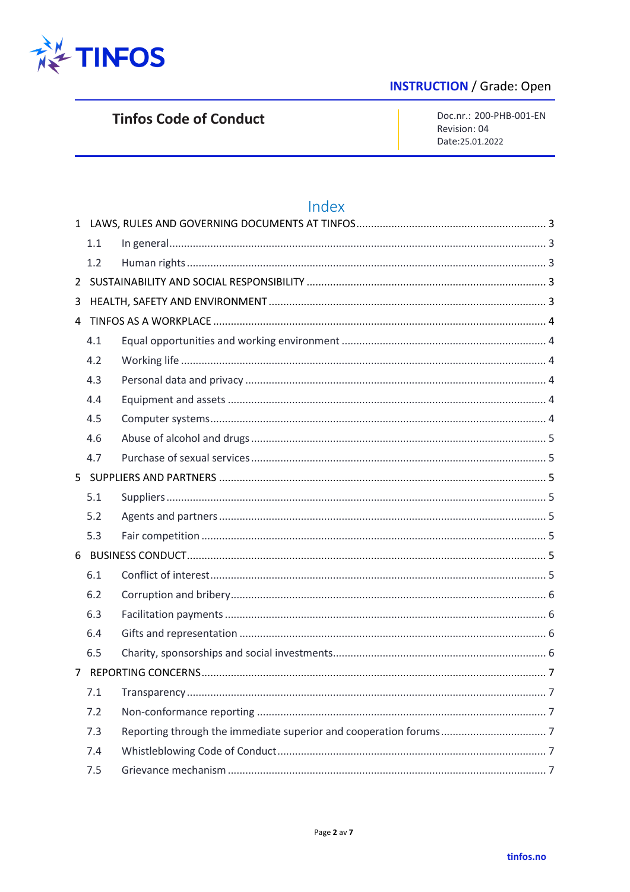# Index

| | | |
|---|---|---|
| 1 | LAWS, RULES AND GOVERNING DOCUMENTS AT TINFOS | 3 |
| 1.1 | In general | 3 |
| 1.2 | Human rights | 3 |
| 2 | SUSTAINABILITY AND SOCIAL RESPONSIBILITY | 3 |
| 3 | HEALTH, SAFETY AND ENVIRONMENT | 3 |
| 4 | TINFOS AS A WORKPLACE | 4 |
| 4.1 | Equal opportunities and working environment | 4 |
| 4.2 | Working life | 4 |
| 4.3 | Personal data and privacy | 4 |
| 4.4 | Equipment and assets | 4 |
| 4.5 | Computer systems | 4 |
| 4.6 | Abuse of alcohol and drugs | 5 |
| 4.7 | Purchase of sexual services | 5 |
| 5 | SUPPLIERS AND PARTNERS | 5 |
| 5.1 | Suppliers | 5 |
| 5.2 | Agents and partners | 5 |
| 5.3 | Fair competition | 5 |
| 6 | BUSINESS CONDUCT | 5 |
| 6.1 | Conflict of interest | 5 |
| 6.2 | Corruption and bribery | 6 |
| 6.3 | Facilitation payments | 6 |
| 6.4 | Gifts and representation | 6 |
| 6.5 | Charity, sponsorships and social investments | 6 |
| 7 | REPORTING CONCERNS | 7 |
| 7.1 | Transparency | 7 |
| 7.2 | Non-conformance reporting | 7 |
| 7.3 | Reporting through the immediate superior and cooperation forums | 7 |
| 7.4 | Whistleblowing Code of Conduct | 7 |
| 7.5 | Grievance mechanism | 7 |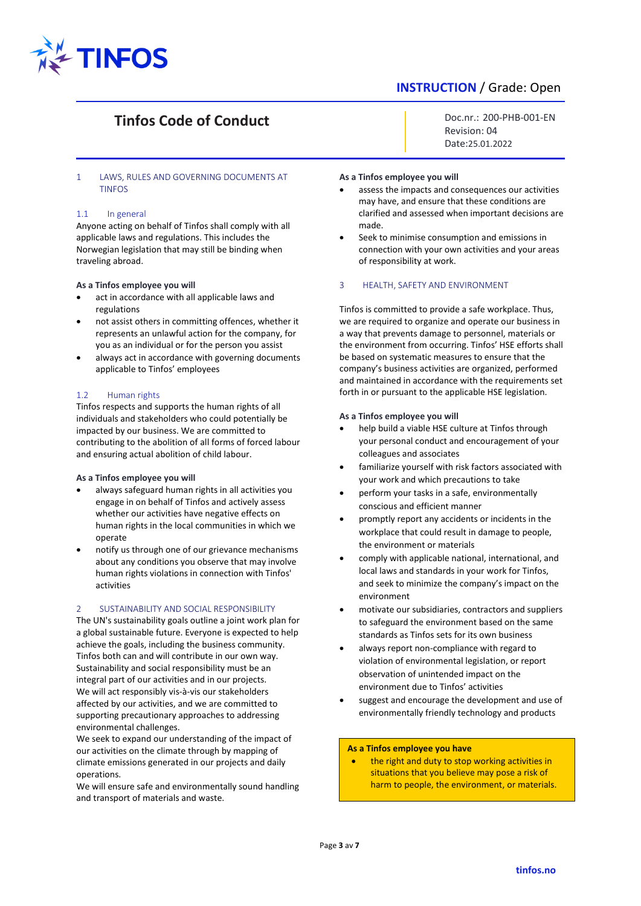# Tinfos Code of Conduct

Doc.nr.: 200-PHB-001-EN
Revision: 04
Date:25.01.2022

## 1 LAWS, RULES AND GOVERNING DOCUMENTS AT TINFOS

### 1.1 In general

Anyone acting on behalf of Tinfos shall comply with all applicable laws and regulations. This includes the Norwegian legislation that may still be binding when traveling abroad.

**As a Tinfos employee you will**

- act in accordance with all applicable laws and regulations
- not assist others in committing offences, whether it represents an unlawful action for the company, for you as an individual or for the person you assist
- always act in accordance with governing documents applicable to Tinfos' employees

### 1.2 Human rights

Tinfos respects and supports the human rights of all individuals and stakeholders who could potentially be impacted by our business. We are committed to contributing to the abolition of all forms of forced labour and ensuring actual abolition of child labour.

**As a Tinfos employee you will**

- always safeguard human rights in all activities you engage in on behalf of Tinfos and actively assess whether our activities have negative effects on human rights in the local communities in which we operate
- notify us through one of our grievance mechanisms about any conditions you observe that may involve human rights violations in connection with Tinfos' activities

## 2 SUSTAINABILITY AND SOCIAL RESPONSIBILITY

The UN's sustainability goals outline a joint work plan for a global sustainable future. Everyone is expected to help achieve the goals, including the business community. Tinfos both can and will contribute in our own way. Sustainability and social responsibility must be an integral part of our activities and in our projects.
We will act responsibly vis-à-vis our stakeholders affected by our activities, and we are committed to supporting precautionary approaches to addressing environmental challenges.
We seek to expand our understanding of the impact of our activities on the climate through by mapping of climate emissions generated in our projects and daily operations.
We will ensure safe and environmentally sound handling and transport of materials and waste.

**As a Tinfos employee you will**

- assess the impacts and consequences our activities may have, and ensure that these conditions are clarified and assessed when important decisions are made.
- Seek to minimise consumption and emissions in connection with your own activities and your areas of responsibility at work.

## 3 HEALTH, SAFETY AND ENVIRONMENT

Tinfos is committed to provide a safe workplace. Thus, we are required to organize and operate our business in a way that prevents damage to personnel, materials or the environment from occurring. Tinfos' HSE efforts shall be based on systematic measures to ensure that the company's business activities are organized, performed and maintained in accordance with the requirements set forth in or pursuant to the applicable HSE legislation.

**As a Tinfos employee you will**

- help build a viable HSE culture at Tinfos through your personal conduct and encouragement of your colleagues and associates
- familiarize yourself with risk factors associated with your work and which precautions to take
- perform your tasks in a safe, environmentally conscious and efficient manner
- promptly report any accidents or incidents in the workplace that could result in damage to people, the environment or materials
- comply with applicable national, international, and local laws and standards in your work for Tinfos, and seek to minimize the company's impact on the environment
- motivate our subsidiaries, contractors and suppliers to safeguard the environment based on the same standards as Tinfos sets for its own business
- always report non-compliance with regard to violation of environmental legislation, or report observation of unintended impact on the environment due to Tinfos' activities
- suggest and encourage the development and use of environmentally friendly technology and products

**As a Tinfos employee you have**

- the right and duty to stop working activities in situations that you believe may pose a risk of harm to people, the environment, or materials.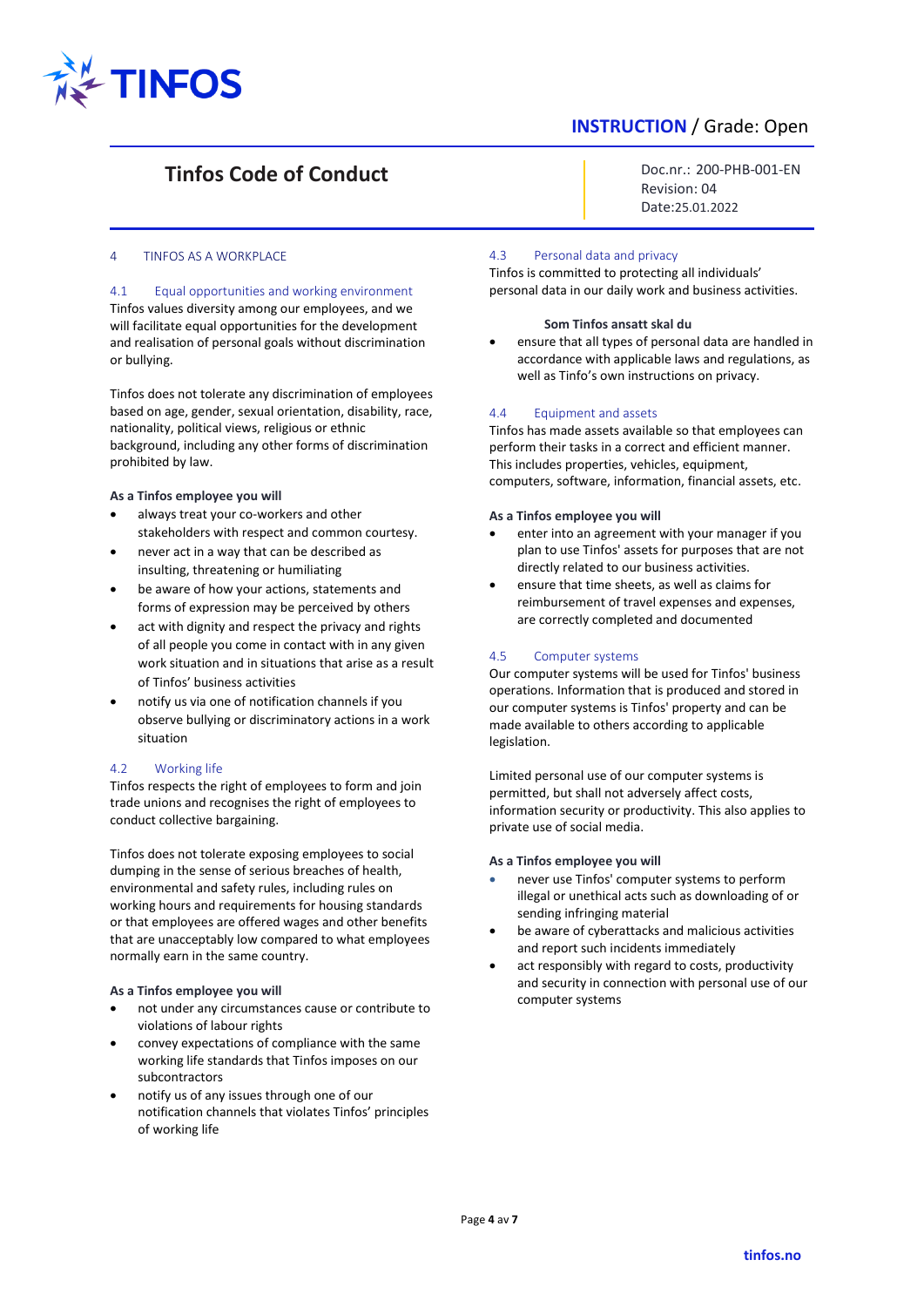## 4 TINFOS AS A WORKPLACE

### 4.1 Equal opportunities and working environment

Tinfos values diversity among our employees, and we will facilitate equal opportunities for the development and realisation of personal goals without discrimination or bullying.

Tinfos does not tolerate any discrimination of employees based on age, gender, sexual orientation, disability, race, nationality, political views, religious or ethnic background, including any other forms of discrimination prohibited by law.

**As a Tinfos employee you will**

- always treat your co-workers and other stakeholders with respect and common courtesy.
- never act in a way that can be described as insulting, threatening or humiliating
- be aware of how your actions, statements and forms of expression may be perceived by others
- act with dignity and respect the privacy and rights of all people you come in contact with in any given work situation and in situations that arise as a result of Tinfos' business activities
- notify us via one of notification channels if you observe bullying or discriminatory actions in a work situation

### 4.2 Working life

Tinfos respects the right of employees to form and join trade unions and recognises the right of employees to conduct collective bargaining.

Tinfos does not tolerate exposing employees to social dumping in the sense of serious breaches of health, environmental and safety rules, including rules on working hours and requirements for housing standards or that employees are offered wages and other benefits that are unacceptably low compared to what employees normally earn in the same country.

**As a Tinfos employee you will**

- not under any circumstances cause or contribute to violations of labour rights
- convey expectations of compliance with the same working life standards that Tinfos imposes on our subcontractors
- notify us of any issues through one of our notification channels that violates Tinfos' principles of working life

### 4.3 Personal data and privacy

Tinfos is committed to protecting all individuals' personal data in our daily work and business activities.

**Som Tinfos ansatt skal du**

- ensure that all types of personal data are handled in accordance with applicable laws and regulations, as well as Tinfo's own instructions on privacy.

### 4.4 Equipment and assets

Tinfos has made assets available so that employees can perform their tasks in a correct and efficient manner. This includes properties, vehicles, equipment, computers, software, information, financial assets, etc.

**As a Tinfos employee you will**

- enter into an agreement with your manager if you plan to use Tinfos' assets for purposes that are not directly related to our business activities.
- ensure that time sheets, as well as claims for reimbursement of travel expenses and expenses, are correctly completed and documented

### 4.5 Computer systems

Our computer systems will be used for Tinfos' business operations. Information that is produced and stored in our computer systems is Tinfos' property and can be made available to others according to applicable legislation.

Limited personal use of our computer systems is permitted, but shall not adversely affect costs, information security or productivity. This also applies to private use of social media.

**As a Tinfos employee you will**

- never use Tinfos' computer systems to perform illegal or unethical acts such as downloading of or sending infringing material
- be aware of cyberattacks and malicious activities and report such incidents immediately
- act responsibly with regard to costs, productivity and security in connection with personal use of our computer systems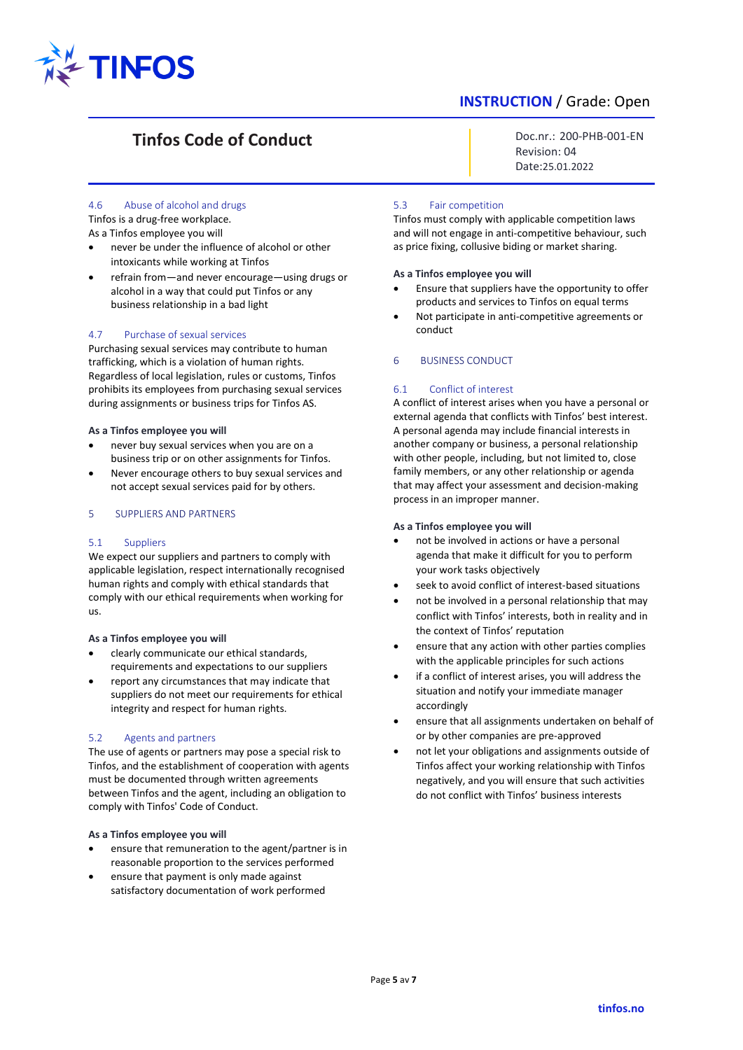### 4.6 Abuse of alcohol and drugs

Tinfos is a drug-free workplace.
As a Tinfos employee you will

- never be under the influence of alcohol or other intoxicants while working at Tinfos
- refrain from—and never encourage—using drugs or alcohol in a way that could put Tinfos or any business relationship in a bad light

### 4.7 Purchase of sexual services

Purchasing sexual services may contribute to human trafficking, which is a violation of human rights. Regardless of local legislation, rules or customs, Tinfos prohibits its employees from purchasing sexual services during assignments or business trips for Tinfos AS.

**As a Tinfos employee you will**

- never buy sexual services when you are on a business trip or on other assignments for Tinfos.
- Never encourage others to buy sexual services and not accept sexual services paid for by others.

## 5 SUPPLIERS AND PARTNERS

### 5.1 Suppliers

We expect our suppliers and partners to comply with applicable legislation, respect internationally recognised human rights and comply with ethical standards that comply with our ethical requirements when working for us.

**As a Tinfos employee you will**

- clearly communicate our ethical standards, requirements and expectations to our suppliers
- report any circumstances that may indicate that suppliers do not meet our requirements for ethical integrity and respect for human rights.

### 5.2 Agents and partners

The use of agents or partners may pose a special risk to Tinfos, and the establishment of cooperation with agents must be documented through written agreements between Tinfos and the agent, including an obligation to comply with Tinfos' Code of Conduct.

**As a Tinfos employee you will**

- ensure that remuneration to the agent/partner is in reasonable proportion to the services performed
- ensure that payment is only made against satisfactory documentation of work performed

### 5.3 Fair competition

Tinfos must comply with applicable competition laws and will not engage in anti-competitive behaviour, such as price fixing, collusive biding or market sharing.

**As a Tinfos employee you will**

- Ensure that suppliers have the opportunity to offer products and services to Tinfos on equal terms
- Not participate in anti-competitive agreements or conduct

## 6 BUSINESS CONDUCT

### 6.1 Conflict of interest

A conflict of interest arises when you have a personal or external agenda that conflicts with Tinfos' best interest. A personal agenda may include financial interests in another company or business, a personal relationship with other people, including, but not limited to, close family members, or any other relationship or agenda that may affect your assessment and decision-making process in an improper manner.

**As a Tinfos employee you will**

- not be involved in actions or have a personal agenda that make it difficult for you to perform your work tasks objectively
- seek to avoid conflict of interest-based situations
- not be involved in a personal relationship that may conflict with Tinfos' interests, both in reality and in the context of Tinfos' reputation
- ensure that any action with other parties complies with the applicable principles for such actions
- if a conflict of interest arises, you will address the situation and notify your immediate manager accordingly
- ensure that all assignments undertaken on behalf of or by other companies are pre-approved
- not let your obligations and assignments outside of Tinfos affect your working relationship with Tinfos negatively, and you will ensure that such activities do not conflict with Tinfos' business interests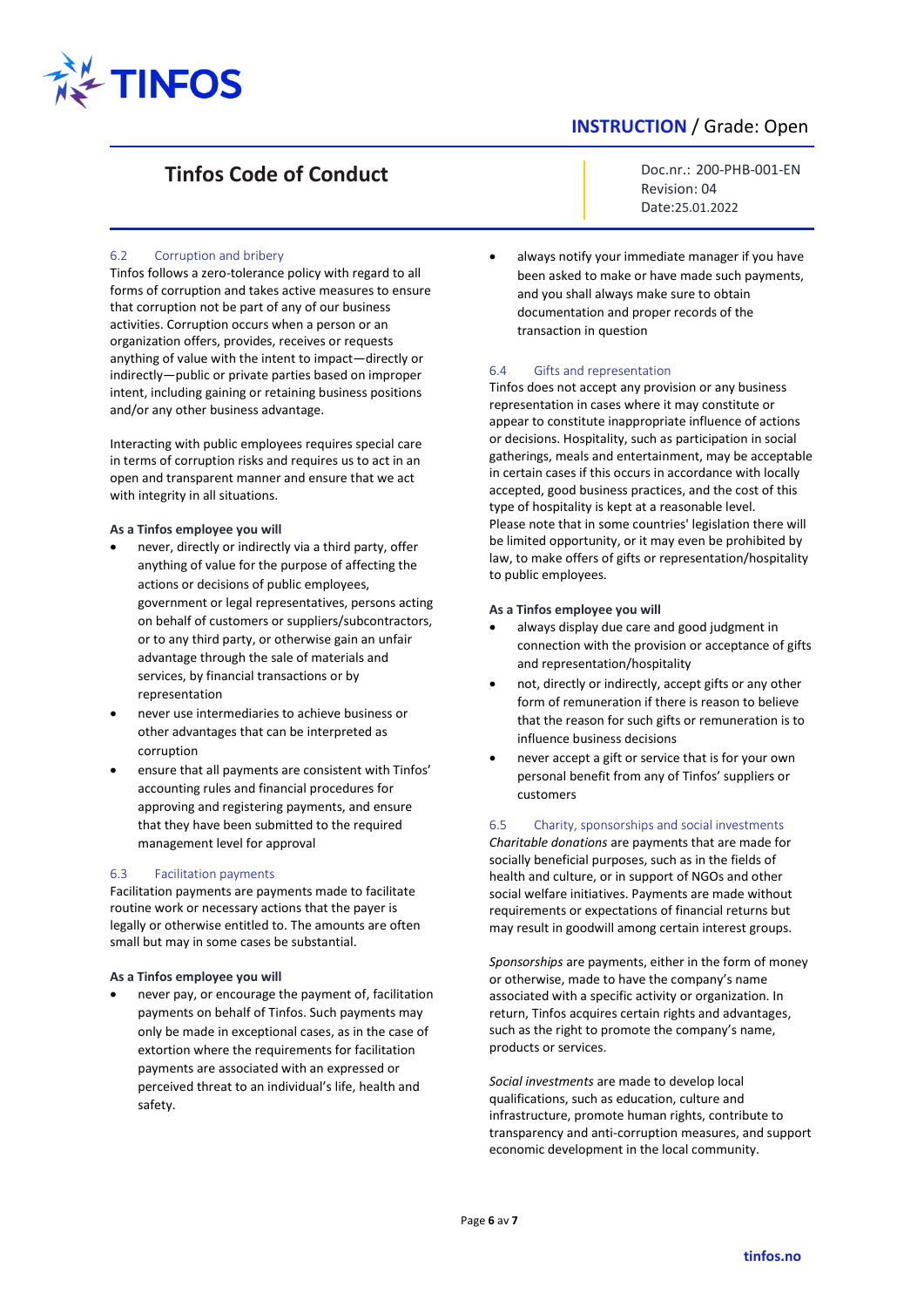## 6.2 Corruption and bribery

Tinfos follows a zero-tolerance policy with regard to all forms of corruption and takes active measures to ensure that corruption not be part of any of our business activities. Corruption occurs when a person or an organization offers, provides, receives or requests anything of value with the intent to impact—directly or indirectly—public or private parties based on improper intent, including gaining or retaining business positions and/or any other business advantage.

Interacting with public employees requires special care in terms of corruption risks and requires us to act in an open and transparent manner and ensure that we act with integrity in all situations.

**As a Tinfos employee you will**

- never, directly or indirectly via a third party, offer anything of value for the purpose of affecting the actions or decisions of public employees, government or legal representatives, persons acting on behalf of customers or suppliers/subcontractors, or to any third party, or otherwise gain an unfair advantage through the sale of materials and services, by financial transactions or by representation
- never use intermediaries to achieve business or other advantages that can be interpreted as corruption
- ensure that all payments are consistent with Tinfos' accounting rules and financial procedures for approving and registering payments, and ensure that they have been submitted to the required management level for approval

## 6.3 Facilitation payments

Facilitation payments are payments made to facilitate routine work or necessary actions that the payer is legally or otherwise entitled to. The amounts are often small but may in some cases be substantial.

**As a Tinfos employee you will**

- never pay, or encourage the payment of, facilitation payments on behalf of Tinfos. Such payments may only be made in exceptional cases, as in the case of extortion where the requirements for facilitation payments are associated with an expressed or perceived threat to an individual's life, health and safety.
- always notify your immediate manager if you have been asked to make or have made such payments, and you shall always make sure to obtain documentation and proper records of the transaction in question

## 6.4 Gifts and representation

Tinfos does not accept any provision or any business representation in cases where it may constitute or appear to constitute inappropriate influence of actions or decisions. Hospitality, such as participation in social gatherings, meals and entertainment, may be acceptable in certain cases if this occurs in accordance with locally accepted, good business practices, and the cost of this type of hospitality is kept at a reasonable level.
Please note that in some countries' legislation there will be limited opportunity, or it may even be prohibited by law, to make offers of gifts or representation/hospitality to public employees.

**As a Tinfos employee you will**

- always display due care and good judgment in connection with the provision or acceptance of gifts and representation/hospitality
- not, directly or indirectly, accept gifts or any other form of remuneration if there is reason to believe that the reason for such gifts or remuneration is to influence business decisions
- never accept a gift or service that is for your own personal benefit from any of Tinfos' suppliers or customers

## 6.5 Charity, sponsorships and social investments

*Charitable donations* are payments that are made for socially beneficial purposes, such as in the fields of health and culture, or in support of NGOs and other social welfare initiatives. Payments are made without requirements or expectations of financial returns but may result in goodwill among certain interest groups.

*Sponsorships* are payments, either in the form of money or otherwise, made to have the company's name associated with a specific activity or organization. In return, Tinfos acquires certain rights and advantages, such as the right to promote the company's name, products or services.

*Social investments* are made to develop local qualifications, such as education, culture and infrastructure, promote human rights, contribute to transparency and anti-corruption measures, and support economic development in the local community.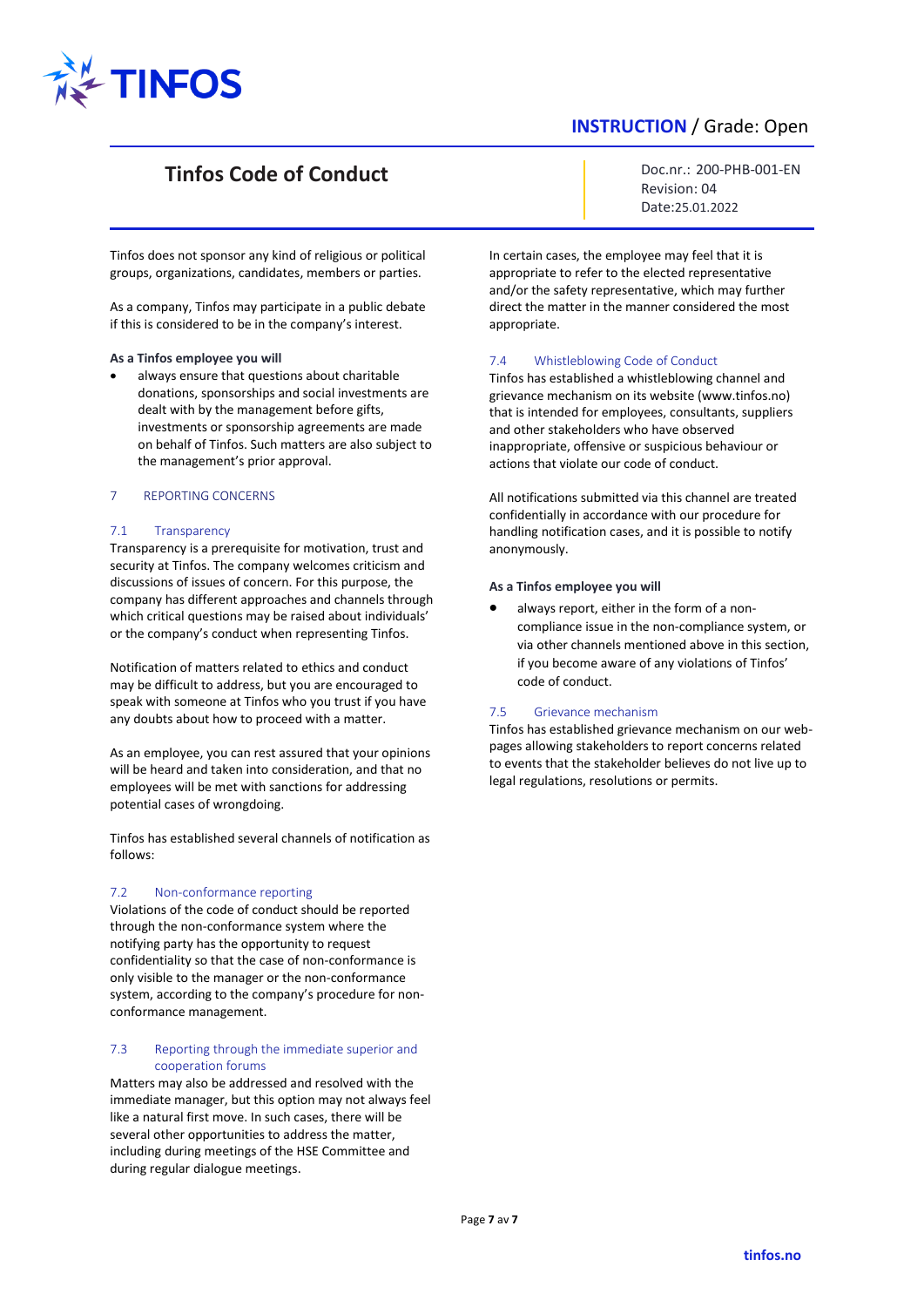Tinfos does not sponsor any kind of religious or political groups, organizations, candidates, members or parties.

As a company, Tinfos may participate in a public debate if this is considered to be in the company's interest.

**As a Tinfos employee you will**

- always ensure that questions about charitable donations, sponsorships and social investments are dealt with by the management before gifts, investments or sponsorship agreements are made on behalf of Tinfos. Such matters are also subject to the management's prior approval.

## 7 REPORTING CONCERNS

### 7.1 Transparency

Transparency is a prerequisite for motivation, trust and security at Tinfos. The company welcomes criticism and discussions of issues of concern. For this purpose, the company has different approaches and channels through which critical questions may be raised about individuals' or the company's conduct when representing Tinfos.

Notification of matters related to ethics and conduct may be difficult to address, but you are encouraged to speak with someone at Tinfos who you trust if you have any doubts about how to proceed with a matter.

As an employee, you can rest assured that your opinions will be heard and taken into consideration, and that no employees will be met with sanctions for addressing potential cases of wrongdoing.

Tinfos has established several channels of notification as follows:

### 7.2 Non-conformance reporting

Violations of the code of conduct should be reported through the non-conformance system where the notifying party has the opportunity to request confidentiality so that the case of non-conformance is only visible to the manager or the non-conformance system, according to the company's procedure for non-conformance management.

### 7.3 Reporting through the immediate superior and cooperation forums

Matters may also be addressed and resolved with the immediate manager, but this option may not always feel like a natural first move. In such cases, there will be several other opportunities to address the matter, including during meetings of the HSE Committee and during regular dialogue meetings.

In certain cases, the employee may feel that it is appropriate to refer to the elected representative and/or the safety representative, which may further direct the matter in the manner considered the most appropriate.

### 7.4 Whistleblowing Code of Conduct

Tinfos has established a whistleblowing channel and grievance mechanism on its website (www.tinfos.no) that is intended for employees, consultants, suppliers and other stakeholders who have observed inappropriate, offensive or suspicious behaviour or actions that violate our code of conduct.

All notifications submitted via this channel are treated confidentially in accordance with our procedure for handling notification cases, and it is possible to notify anonymously.

**As a Tinfos employee you will**

- always report, either in the form of a non-compliance issue in the non-compliance system, or via other channels mentioned above in this section, if you become aware of any violations of Tinfos' code of conduct.

### 7.5 Grievance mechanism

Tinfos has established grievance mechanism on our web-pages allowing stakeholders to report concerns related to events that the stakeholder believes do not live up to legal regulations, resolutions or permits.